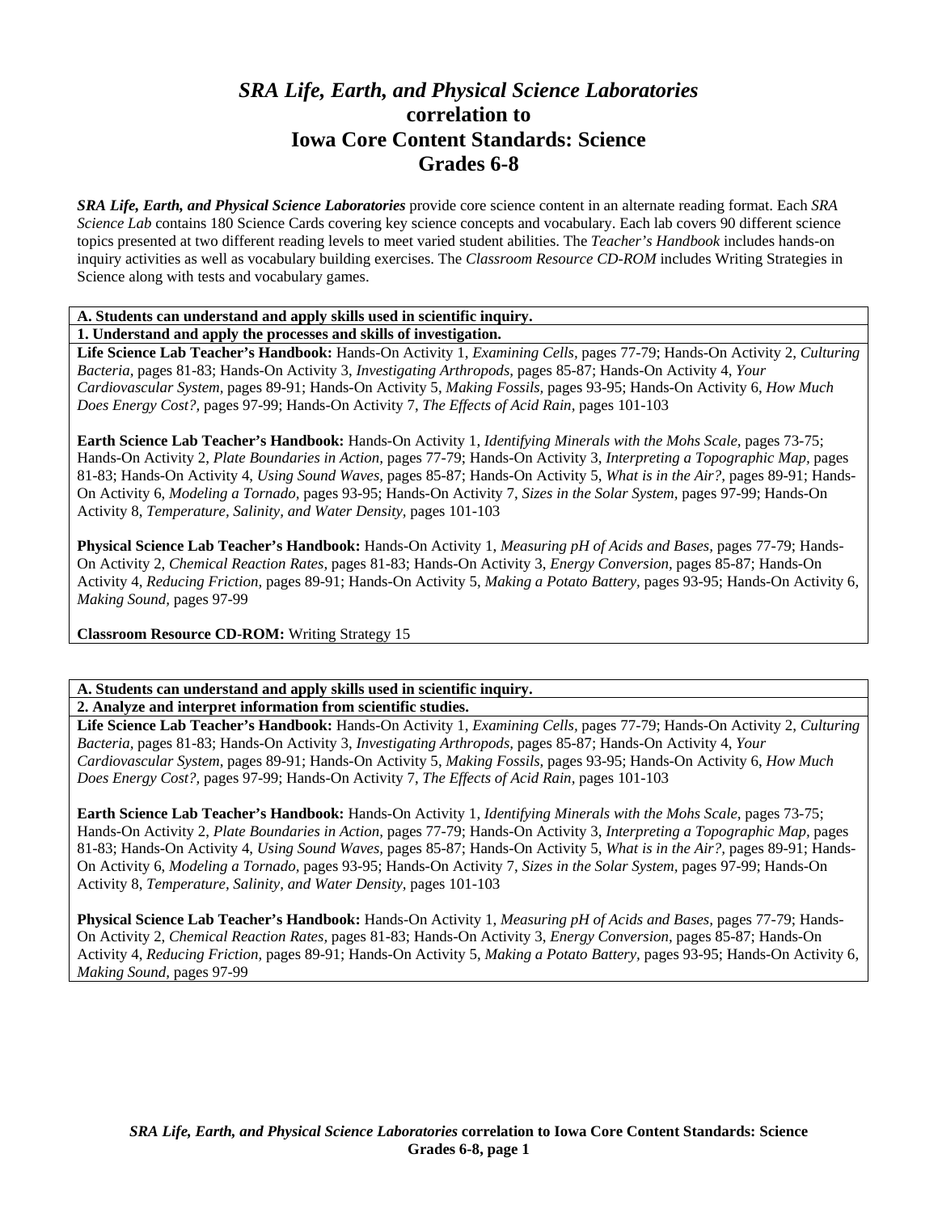# *SRA Life, Earth, and Physical Science Laboratories* correlation to Iowa Core Content Standards: Science Grades 6-8

***SRA Life, Earth, and Physical Science Laboratories*** provide core science content in an alternate reading format. Each *SRA Science Lab* contains 180 Science Cards covering key science concepts and vocabulary. Each lab covers 90 different science topics presented at two different reading levels to meet varied student abilities. The *Teacher's Handbook* includes hands-on inquiry activities as well as vocabulary building exercises. The *Classroom Resource CD-ROM* includes Writing Strategies in Science along with tests and vocabulary games.

**A. Students can understand and apply skills used in scientific inquiry.**

**1. Understand and apply the processes and skills of investigation.**

**Life Science Lab Teacher's Handbook:** Hands-On Activity 1, *Examining Cells,* pages 77-79; Hands-On Activity 2, *Culturing Bacteria,* pages 81-83; Hands-On Activity 3, *Investigating Arthropods,* pages 85-87; Hands-On Activity 4, *Your Cardiovascular System,* pages 89-91; Hands-On Activity 5, *Making Fossils,* pages 93-95; Hands-On Activity 6, *How Much Does Energy Cost?,* pages 97-99; Hands-On Activity 7, *The Effects of Acid Rain,* pages 101-103

**Earth Science Lab Teacher's Handbook:** Hands-On Activity 1, *Identifying Minerals with the Mohs Scale,* pages 73-75; Hands-On Activity 2, *Plate Boundaries in Action,* pages 77-79; Hands-On Activity 3, *Interpreting a Topographic Map,* pages 81-83; Hands-On Activity 4, *Using Sound Waves,* pages 85-87; Hands-On Activity 5, *What is in the Air?,* pages 89-91; Hands-On Activity 6, *Modeling a Tornado,* pages 93-95; Hands-On Activity 7, *Sizes in the Solar System,* pages 97-99; Hands-On Activity 8, *Temperature, Salinity, and Water Density,* pages 101-103

**Physical Science Lab Teacher's Handbook:** Hands-On Activity 1, *Measuring pH of Acids and Bases,* pages 77-79; Hands-On Activity 2, *Chemical Reaction Rates,* pages 81-83; Hands-On Activity 3, *Energy Conversion,* pages 85-87; Hands-On Activity 4, *Reducing Friction,* pages 89-91; Hands-On Activity 5, *Making a Potato Battery,* pages 93-95; Hands-On Activity 6, *Making Sound,* pages 97-99

**Classroom Resource CD-ROM:** Writing Strategy 15

**A. Students can understand and apply skills used in scientific inquiry.**

**2. Analyze and interpret information from scientific studies.**

**Life Science Lab Teacher's Handbook:** Hands-On Activity 1, *Examining Cells,* pages 77-79; Hands-On Activity 2, *Culturing Bacteria,* pages 81-83; Hands-On Activity 3, *Investigating Arthropods,* pages 85-87; Hands-On Activity 4, *Your Cardiovascular System,* pages 89-91; Hands-On Activity 5, *Making Fossils,* pages 93-95; Hands-On Activity 6, *How Much Does Energy Cost?,* pages 97-99; Hands-On Activity 7, *The Effects of Acid Rain,* pages 101-103

**Earth Science Lab Teacher's Handbook:** Hands-On Activity 1, *Identifying Minerals with the Mohs Scale,* pages 73-75; Hands-On Activity 2, *Plate Boundaries in Action,* pages 77-79; Hands-On Activity 3, *Interpreting a Topographic Map,* pages 81-83; Hands-On Activity 4, *Using Sound Waves,* pages 85-87; Hands-On Activity 5, *What is in the Air?,* pages 89-91; Hands-On Activity 6, *Modeling a Tornado,* pages 93-95; Hands-On Activity 7, *Sizes in the Solar System,* pages 97-99; Hands-On Activity 8, *Temperature, Salinity, and Water Density,* pages 101-103

**Physical Science Lab Teacher's Handbook:** Hands-On Activity 1, *Measuring pH of Acids and Bases,* pages 77-79; Hands-On Activity 2, *Chemical Reaction Rates,* pages 81-83; Hands-On Activity 3, *Energy Conversion,* pages 85-87; Hands-On Activity 4, *Reducing Friction,* pages 89-91; Hands-On Activity 5, *Making a Potato Battery,* pages 93-95; Hands-On Activity 6, *Making Sound,* pages 97-99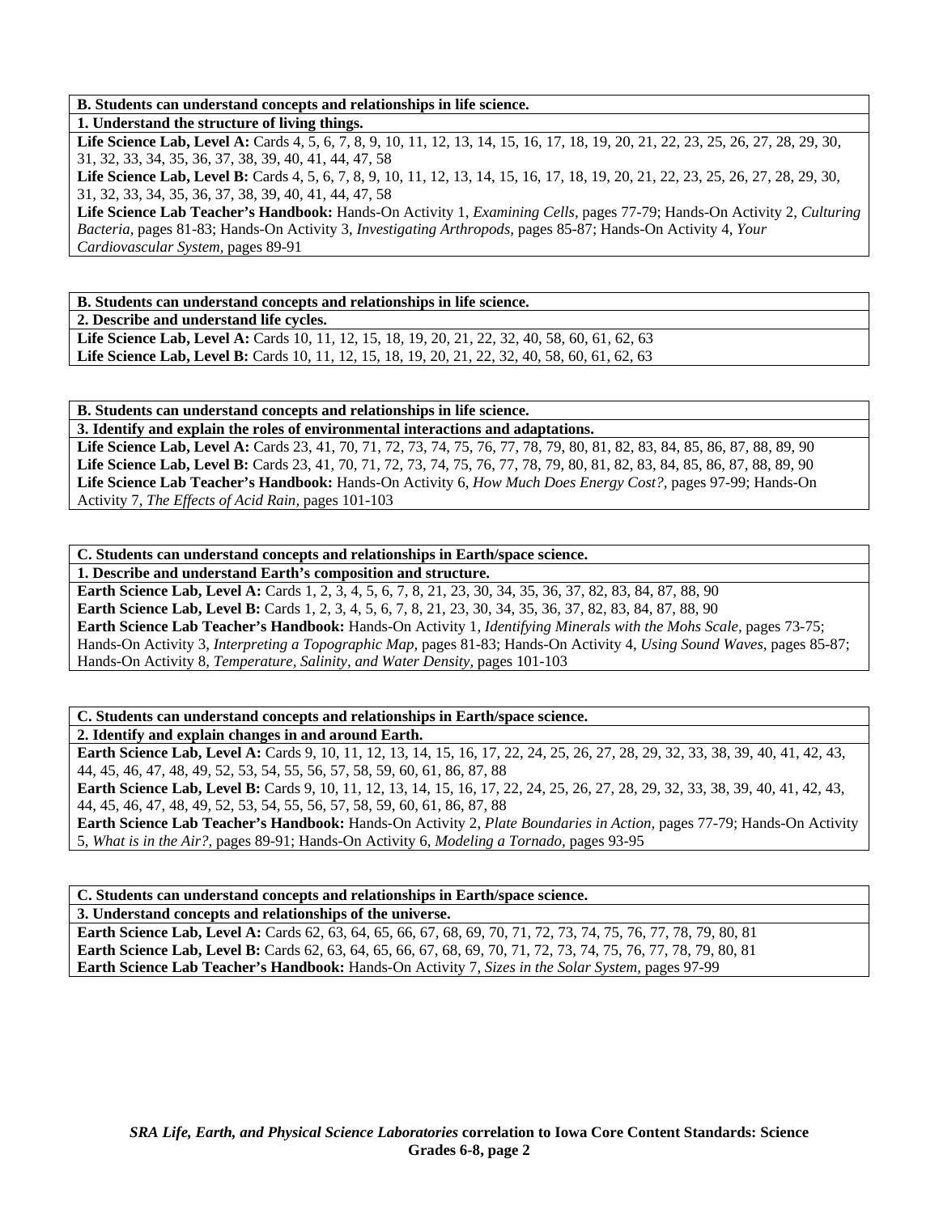**B. Students can understand concepts and relationships in life science.**

**1. Understand the structure of living things.**

**Life Science Lab, Level A:** Cards 4, 5, 6, 7, 8, 9, 10, 11, 12, 13, 14, 15, 16, 17, 18, 19, 20, 21, 22, 23, 25, 26, 27, 28, 29, 30, 31, 32, 33, 34, 35, 36, 37, 38, 39, 40, 41, 44, 47, 58

**Life Science Lab, Level B:** Cards 4, 5, 6, 7, 8, 9, 10, 11, 12, 13, 14, 15, 16, 17, 18, 19, 20, 21, 22, 23, 25, 26, 27, 28, 29, 30, 31, 32, 33, 34, 35, 36, 37, 38, 39, 40, 41, 44, 47, 58

**Life Science Lab Teacher's Handbook:** Hands-On Activity 1, *Examining Cells,* pages 77-79; Hands-On Activity 2, *Culturing Bacteria,* pages 81-83; Hands-On Activity 3, *Investigating Arthropods,* pages 85-87; Hands-On Activity 4, *Your Cardiovascular System,* pages 89-91

**B. Students can understand concepts and relationships in life science.**

**2. Describe and understand life cycles.**

**Life Science Lab, Level A:** Cards 10, 11, 12, 15, 18, 19, 20, 21, 22, 32, 40, 58, 60, 61, 62, 63

**Life Science Lab, Level B:** Cards 10, 11, 12, 15, 18, 19, 20, 21, 22, 32, 40, 58, 60, 61, 62, 63

**B. Students can understand concepts and relationships in life science.**

**3. Identify and explain the roles of environmental interactions and adaptations.**

**Life Science Lab, Level A:** Cards 23, 41, 70, 71, 72, 73, 74, 75, 76, 77, 78, 79, 80, 81, 82, 83, 84, 85, 86, 87, 88, 89, 90

**Life Science Lab, Level B:** Cards 23, 41, 70, 71, 72, 73, 74, 75, 76, 77, 78, 79, 80, 81, 82, 83, 84, 85, 86, 87, 88, 89, 90

**Life Science Lab Teacher's Handbook:** Hands-On Activity 6, *How Much Does Energy Cost?,* pages 97-99; Hands-On Activity 7, *The Effects of Acid Rain,* pages 101-103

**C. Students can understand concepts and relationships in Earth/space science.**

**1. Describe and understand Earth's composition and structure.**

**Earth Science Lab, Level A:** Cards 1, 2, 3, 4, 5, 6, 7, 8, 21, 23, 30, 34, 35, 36, 37, 82, 83, 84, 87, 88, 90

**Earth Science Lab, Level B:** Cards 1, 2, 3, 4, 5, 6, 7, 8, 21, 23, 30, 34, 35, 36, 37, 82, 83, 84, 87, 88, 90

**Earth Science Lab Teacher's Handbook:** Hands-On Activity 1, *Identifying Minerals with the Mohs Scale,* pages 73-75; Hands-On Activity 3, *Interpreting a Topographic Map,* pages 81-83; Hands-On Activity 4, *Using Sound Waves,* pages 85-87; Hands-On Activity 8, *Temperature, Salinity, and Water Density,* pages 101-103

**C. Students can understand concepts and relationships in Earth/space science.**

**2. Identify and explain changes in and around Earth.**

**Earth Science Lab, Level A:** Cards 9, 10, 11, 12, 13, 14, 15, 16, 17, 22, 24, 25, 26, 27, 28, 29, 32, 33, 38, 39, 40, 41, 42, 43, 44, 45, 46, 47, 48, 49, 52, 53, 54, 55, 56, 57, 58, 59, 60, 61, 86, 87, 88

**Earth Science Lab, Level B:** Cards 9, 10, 11, 12, 13, 14, 15, 16, 17, 22, 24, 25, 26, 27, 28, 29, 32, 33, 38, 39, 40, 41, 42, 43, 44, 45, 46, 47, 48, 49, 52, 53, 54, 55, 56, 57, 58, 59, 60, 61, 86, 87, 88

**Earth Science Lab Teacher's Handbook:** Hands-On Activity 2, *Plate Boundaries in Action,* pages 77-79; Hands-On Activity 5, *What is in the Air?,* pages 89-91; Hands-On Activity 6, *Modeling a Tornado,* pages 93-95

**C. Students can understand concepts and relationships in Earth/space science.**

**3. Understand concepts and relationships of the universe.**

**Earth Science Lab, Level A:** Cards 62, 63, 64, 65, 66, 67, 68, 69, 70, 71, 72, 73, 74, 75, 76, 77, 78, 79, 80, 81

**Earth Science Lab, Level B:** Cards 62, 63, 64, 65, 66, 67, 68, 69, 70, 71, 72, 73, 74, 75, 76, 77, 78, 79, 80, 81

**Earth Science Lab Teacher's Handbook:** Hands-On Activity 7, *Sizes in the Solar System,* pages 97-99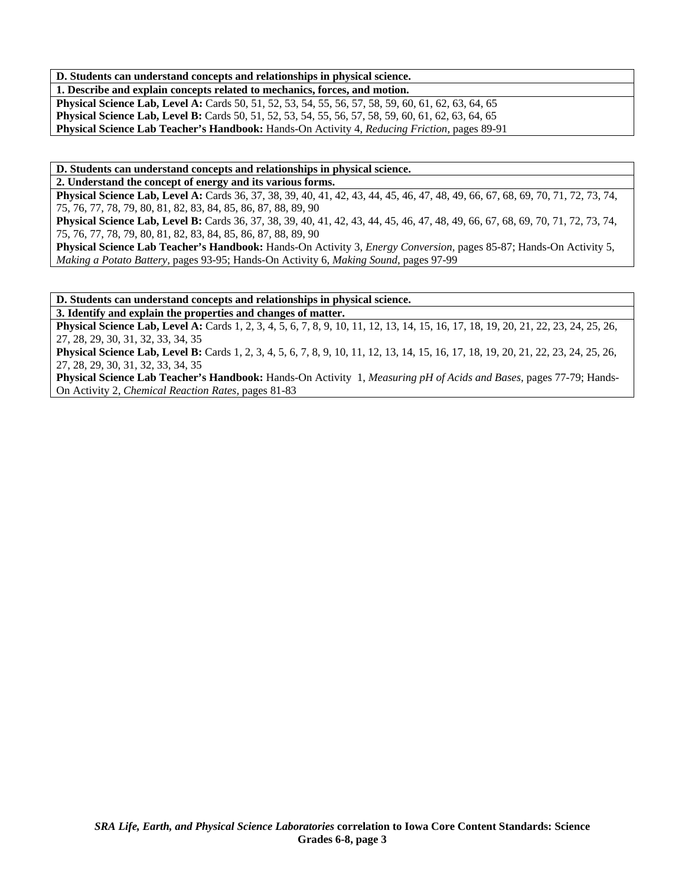**D. Students can understand concepts and relationships in physical science.**

**1. Describe and explain concepts related to mechanics, forces, and motion.**

**Physical Science Lab, Level A:** Cards 50, 51, 52, 53, 54, 55, 56, 57, 58, 59, 60, 61, 62, 63, 64, 65
**Physical Science Lab, Level B:** Cards 50, 51, 52, 53, 54, 55, 56, 57, 58, 59, 60, 61, 62, 63, 64, 65
**Physical Science Lab Teacher's Handbook:** Hands-On Activity 4, *Reducing Friction,* pages 89-91

**D. Students can understand concepts and relationships in physical science.**

**2. Understand the concept of energy and its various forms.**

**Physical Science Lab, Level A:** Cards 36, 37, 38, 39, 40, 41, 42, 43, 44, 45, 46, 47, 48, 49, 66, 67, 68, 69, 70, 71, 72, 73, 74, 75, 76, 77, 78, 79, 80, 81, 82, 83, 84, 85, 86, 87, 88, 89, 90
**Physical Science Lab, Level B:** Cards 36, 37, 38, 39, 40, 41, 42, 43, 44, 45, 46, 47, 48, 49, 66, 67, 68, 69, 70, 71, 72, 73, 74, 75, 76, 77, 78, 79, 80, 81, 82, 83, 84, 85, 86, 87, 88, 89, 90
**Physical Science Lab Teacher's Handbook:** Hands-On Activity 3, *Energy Conversion,* pages 85-87; Hands-On Activity 5, *Making a Potato Battery,* pages 93-95; Hands-On Activity 6, *Making Sound,* pages 97-99

**D. Students can understand concepts and relationships in physical science.**

**3. Identify and explain the properties and changes of matter.**

**Physical Science Lab, Level A:** Cards 1, 2, 3, 4, 5, 6, 7, 8, 9, 10, 11, 12, 13, 14, 15, 16, 17, 18, 19, 20, 21, 22, 23, 24, 25, 26, 27, 28, 29, 30, 31, 32, 33, 34, 35
**Physical Science Lab, Level B:** Cards 1, 2, 3, 4, 5, 6, 7, 8, 9, 10, 11, 12, 13, 14, 15, 16, 17, 18, 19, 20, 21, 22, 23, 24, 25, 26, 27, 28, 29, 30, 31, 32, 33, 34, 35
**Physical Science Lab Teacher's Handbook:** Hands-On Activity 1, *Measuring pH of Acids and Bases,* pages 77-79; Hands-On Activity 2, *Chemical Reaction Rates,* pages 81-83